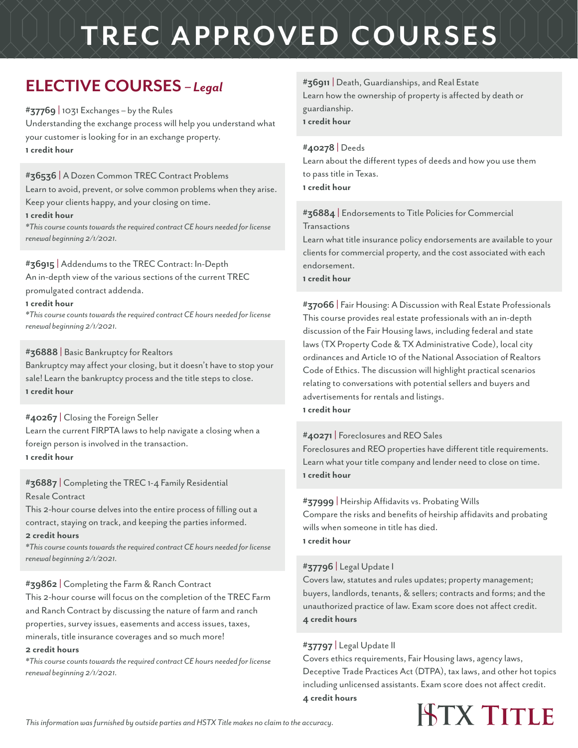# TREC APPROVED COURSES

## ELECTIVE COURSES – *Legal*

**#37769** | 1031 Exchanges – by the Rules
Understanding the exchange process will help you understand what your customer is looking for in an exchange property.
**1 credit hour**

**#36536** | A Dozen Common TREC Contract Problems
Learn to avoid, prevent, or solve common problems when they arise. Keep your clients happy, and your closing on time.
**1 credit hour**
*\*This course counts towards the required contract CE hours needed for license renewal beginning 2/1/2021.*

**#36915** | Addendums to the TREC Contract: In-Depth
An in-depth view of the various sections of the current TREC promulgated contract addenda.
**1 credit hour**
*\*This course counts towards the required contract CE hours needed for license renewal beginning 2/1/2021.*

**#36888** | Basic Bankruptcy for Realtors
Bankruptcy may affect your closing, but it doesn't have to stop your sale! Learn the bankruptcy process and the title steps to close.
**1 credit hour**

**#40267** | Closing the Foreign Seller
Learn the current FIRPTA laws to help navigate a closing when a foreign person is involved in the transaction.
**1 credit hour**

**#36887** | Completing the TREC 1-4 Family Residential Resale Contract
This 2-hour course delves into the entire process of filling out a contract, staying on track, and keeping the parties informed.
**2 credit hours**
*\*This course counts towards the required contract CE hours needed for license renewal beginning 2/1/2021.*

**#39862** | Completing the Farm & Ranch Contract
This 2-hour course will focus on the completion of the TREC Farm and Ranch Contract by discussing the nature of farm and ranch properties, survey issues, easements and access issues, taxes, minerals, title insurance coverages and so much more!
**2 credit hours**
*\*This course counts towards the required contract CE hours needed for license renewal beginning 2/1/2021.*

**#36911** | Death, Guardianships, and Real Estate
Learn how the ownership of property is affected by death or guardianship.
**1 credit hour**

**#40278** | Deeds
Learn about the different types of deeds and how you use them to pass title in Texas.
**1 credit hour**

**#36884** | Endorsements to Title Policies for Commercial Transactions
Learn what title insurance policy endorsements are available to your clients for commercial property, and the cost associated with each endorsement.
**1 credit hour**

**#37066** | Fair Housing: A Discussion with Real Estate Professionals
This course provides real estate professionals with an in-depth discussion of the Fair Housing laws, including federal and state laws (TX Property Code & TX Administrative Code), local city ordinances and Article 10 of the National Association of Realtors Code of Ethics. The discussion will highlight practical scenarios relating to conversations with potential sellers and buyers and advertisements for rentals and listings.
**1 credit hour**

**#40271** | Foreclosures and REO Sales
Foreclosures and REO properties have different title requirements. Learn what your title company and lender need to close on time.
**1 credit hour**

**#37999** | Heirship Affidavits vs. Probating Wills
Compare the risks and benefits of heirship affidavits and probating wills when someone in title has died.
**1 credit hour**

**#37796** | Legal Update I
Covers law, statutes and rules updates; property management; buyers, landlords, tenants, & sellers; contracts and forms; and the unauthorized practice of law. Exam score does not affect credit.
**4 credit hours**

**#37797** | Legal Update II
Covers ethics requirements, Fair Housing laws, agency laws, Deceptive Trade Practices Act (DTPA), tax laws, and other hot topics including unlicensed assistants. Exam score does not affect credit.
**4 credit hours**

*This information was furnished by outside parties and HSTX Title makes no claim to the accuracy.*

HSTX TITLE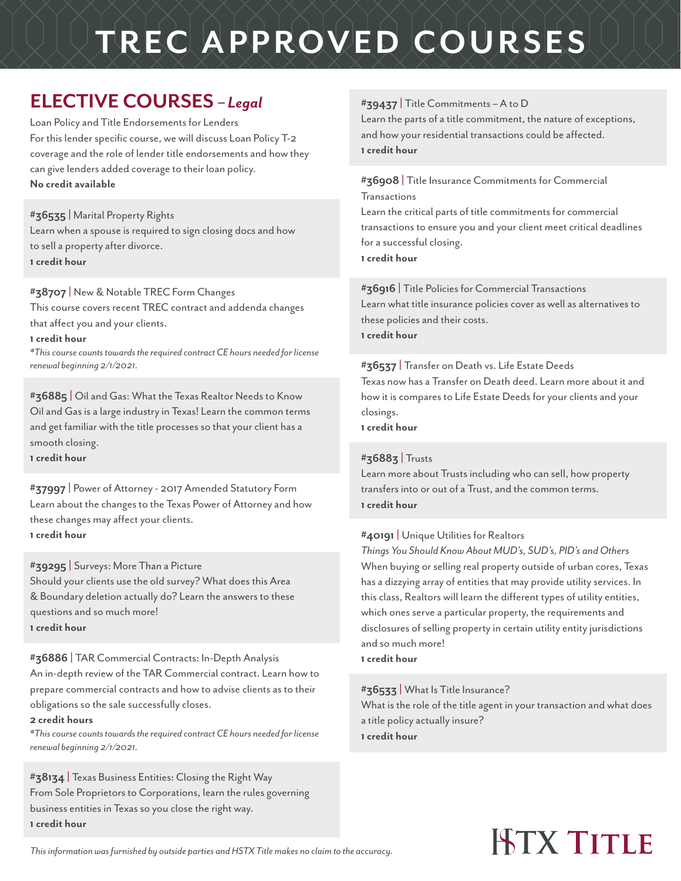# TREC APPROVED COURSES

## ELECTIVE COURSES – *Legal*

Loan Policy and Title Endorsements for Lenders
For this lender specific course, we will discuss Loan Policy T-2 coverage and the role of lender title endorsements and how they can give lenders added coverage to their loan policy.
**No credit available**

**#36535** | Marital Property Rights
Learn when a spouse is required to sign closing docs and how to sell a property after divorce.
**1 credit hour**

**#38707** | New & Notable TREC Form Changes
This course covers recent TREC contract and addenda changes that affect you and your clients.
**1 credit hour**
*\*This course counts towards the required contract CE hours needed for license renewal beginning 2/1/2021.*

**#36885** | Oil and Gas: What the Texas Realtor Needs to Know
Oil and Gas is a large industry in Texas! Learn the common terms and get familiar with the title processes so that your client has a smooth closing.
**1 credit hour**

**#37997** | Power of Attorney - 2017 Amended Statutory Form
Learn about the changes to the Texas Power of Attorney and how these changes may affect your clients.
**1 credit hour**

**#39295** | Surveys: More Than a Picture
Should your clients use the old survey? What does this Area & Boundary deletion actually do? Learn the answers to these questions and so much more!
**1 credit hour**

**#36886** | TAR Commercial Contracts: In-Depth Analysis
An in-depth review of the TAR Commercial contract. Learn how to prepare commercial contracts and how to advise clients as to their obligations so the sale successfully closes.
**2 credit hours**
*\*This course counts towards the required contract CE hours needed for license renewal beginning 2/1/2021.*

**#38134** | Texas Business Entities: Closing the Right Way
From Sole Proprietors to Corporations, learn the rules governing business entities in Texas so you close the right way.
**1 credit hour**

**#39437** | Title Commitments – A to D
Learn the parts of a title commitment, the nature of exceptions, and how your residential transactions could be affected.
**1 credit hour**

**#36908** | Title Insurance Commitments for Commercial Transactions
Learn the critical parts of title commitments for commercial transactions to ensure you and your client meet critical deadlines for a successful closing.
**1 credit hour**

**#36916** | Title Policies for Commercial Transactions
Learn what title insurance policies cover as well as alternatives to these policies and their costs.
**1 credit hour**

**#36537** | Transfer on Death vs. Life Estate Deeds
Texas now has a Transfer on Death deed. Learn more about it and how it is compares to Life Estate Deeds for your clients and your closings.
**1 credit hour**

**#36883** | Trusts
Learn more about Trusts including who can sell, how property transfers into or out of a Trust, and the common terms.
**1 credit hour**

**#40191** | Unique Utilities for Realtors
*Things You Should Know About MUD's, SUD's, PID's and Others*
When buying or selling real property outside of urban cores, Texas has a dizzying array of entities that may provide utility services. In this class, Realtors will learn the different types of utility entities, which ones serve a particular property, the requirements and disclosures of selling property in certain utility entity jurisdictions and so much more!
**1 credit hour**

**#36533** | What Is Title Insurance?
What is the role of the title agent in your transaction and what does a title policy actually insure?
**1 credit hour**

*This information was furnished by outside parties and HSTX Title makes no claim to the accuracy.*

HSTX TITLE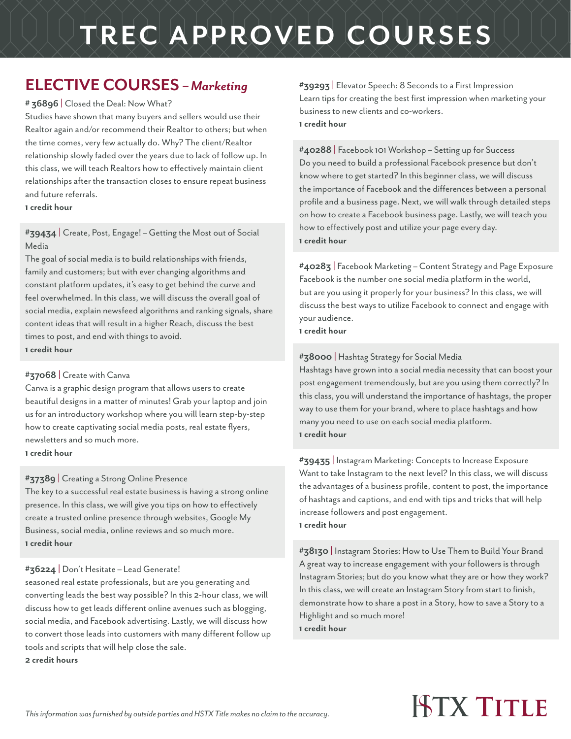# TREC APPROVED COURSES

## ELECTIVE COURSES – *Marketing*

**# 36896** | Closed the Deal: Now What?

Studies have shown that many buyers and sellers would use their Realtor again and/or recommend their Realtor to others; but when the time comes, very few actually do. Why? The client/Realtor relationship slowly faded over the years due to lack of follow up. In this class, we will teach Realtors how to effectively maintain client relationships after the transaction closes to ensure repeat business and future referrals.

**1 credit hour**

**#39434** | Create, Post, Engage! – Getting the Most out of Social Media

The goal of social media is to build relationships with friends, family and customers; but with ever changing algorithms and constant platform updates, it's easy to get behind the curve and feel overwhelmed. In this class, we will discuss the overall goal of social media, explain newsfeed algorithms and ranking signals, share content ideas that will result in a higher Reach, discuss the best times to post, and end with things to avoid.

**1 credit hour**

**#37068** | Create with Canva

Canva is a graphic design program that allows users to create beautiful designs in a matter of minutes! Grab your laptop and join us for an introductory workshop where you will learn step-by-step how to create captivating social media posts, real estate flyers, newsletters and so much more.

**1 credit hour**

**#37389** | Creating a Strong Online Presence

The key to a successful real estate business is having a strong online presence. In this class, we will give you tips on how to effectively create a trusted online presence through websites, Google My Business, social media, online reviews and so much more.

**1 credit hour**

**#36224** | Don't Hesitate – Lead Generate!

seasoned real estate professionals, but are you generating and converting leads the best way possible? In this 2-hour class, we will discuss how to get leads different online avenues such as blogging, social media, and Facebook advertising. Lastly, we will discuss how to convert those leads into customers with many different follow up tools and scripts that will help close the sale.

**2 credit hours**

**#39293** | Elevator Speech: 8 Seconds to a First Impression

Learn tips for creating the best first impression when marketing your business to new clients and co-workers.

**1 credit hour**

**#40288** | Facebook 101 Workshop – Setting up for Success

Do you need to build a professional Facebook presence but don't know where to get started? In this beginner class, we will discuss the importance of Facebook and the differences between a personal profile and a business page. Next, we will walk through detailed steps on how to create a Facebook business page. Lastly, we will teach you how to effectively post and utilize your page every day.

**1 credit hour**

**#40283** | Facebook Marketing – Content Strategy and Page Exposure

Facebook is the number one social media platform in the world, but are you using it properly for your business? In this class, we will discuss the best ways to utilize Facebook to connect and engage with your audience.

**1 credit hour**

**#38000** | Hashtag Strategy for Social Media

Hashtags have grown into a social media necessity that can boost your post engagement tremendously, but are you using them correctly? In this class, you will understand the importance of hashtags, the proper way to use them for your brand, where to place hashtags and how many you need to use on each social media platform.

**1 credit hour**

**#39435** | Instagram Marketing: Concepts to Increase Exposure

Want to take Instagram to the next level? In this class, we will discuss the advantages of a business profile, content to post, the importance of hashtags and captions, and end with tips and tricks that will help increase followers and post engagement.

**1 credit hour**

**#38130** | Instagram Stories: How to Use Them to Build Your Brand

A great way to increase engagement with your followers is through Instagram Stories; but do you know what they are or how they work? In this class, we will create an Instagram Story from start to finish, demonstrate how to share a post in a Story, how to save a Story to a Highlight and so much more!

**1 credit hour**

*This information was furnished by outside parties and HSTX Title makes no claim to the accuracy.*

HSTX TITLE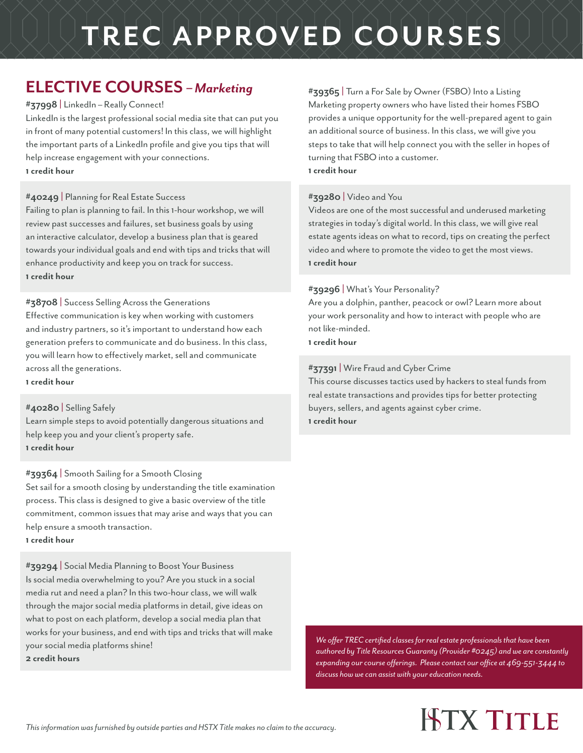# TREC APPROVED COURSES

## ELECTIVE COURSES – *Marketing*

**#37998** | LinkedIn – Really Connect!
LinkedIn is the largest professional social media site that can put you in front of many potential customers! In this class, we will highlight the important parts of a LinkedIn profile and give you tips that will help increase engagement with your connections.
**1 credit hour**

**#40249** | Planning for Real Estate Success
Failing to plan is planning to fail. In this 1-hour workshop, we will review past successes and failures, set business goals by using an interactive calculator, develop a business plan that is geared towards your individual goals and end with tips and tricks that will enhance productivity and keep you on track for success.
**1 credit hour**

**#38708** | Success Selling Across the Generations
Effective communication is key when working with customers and industry partners, so it's important to understand how each generation prefers to communicate and do business. In this class, you will learn how to effectively market, sell and communicate across all the generations.
**1 credit hour**

**#40280** | Selling Safely
Learn simple steps to avoid potentially dangerous situations and help keep you and your client's property safe.
**1 credit hour**

**#39364** | Smooth Sailing for a Smooth Closing
Set sail for a smooth closing by understanding the title examination process. This class is designed to give a basic overview of the title commitment, common issues that may arise and ways that you can help ensure a smooth transaction.
**1 credit hour**

**#39294** | Social Media Planning to Boost Your Business
Is social media overwhelming to you? Are you stuck in a social media rut and need a plan? In this two-hour class, we will walk through the major social media platforms in detail, give ideas on what to post on each platform, develop a social media plan that works for your business, and end with tips and tricks that will make your social media platforms shine!
**2 credit hours**

**#39365** | Turn a For Sale by Owner (FSBO) Into a Listing
Marketing property owners who have listed their homes FSBO provides a unique opportunity for the well-prepared agent to gain an additional source of business. In this class, we will give you steps to take that will help connect you with the seller in hopes of turning that FSBO into a customer.
**1 credit hour**

**#39280** | Video and You
Videos are one of the most successful and underused marketing strategies in today's digital world. In this class, we will give real estate agents ideas on what to record, tips on creating the perfect video and where to promote the video to get the most views.
**1 credit hour**

**#39296** | What's Your Personality?
Are you a dolphin, panther, peacock or owl? Learn more about your work personality and how to interact with people who are not like-minded.
**1 credit hour**

**#37391** | Wire Fraud and Cyber Crime
This course discusses tactics used by hackers to steal funds from real estate transactions and provides tips for better protecting buyers, sellers, and agents against cyber crime.
**1 credit hour**

*We offer TREC certified classes for real estate professionals that have been authored by Title Resources Guaranty (Provider #0245) and we are constantly expanding our course offerings. Please contact our office at 469-551-3444 to discuss how we can assist with your education needs.*

*This information was furnished by outside parties and HSTX Title makes no claim to the accuracy.*

HSTX TITLE